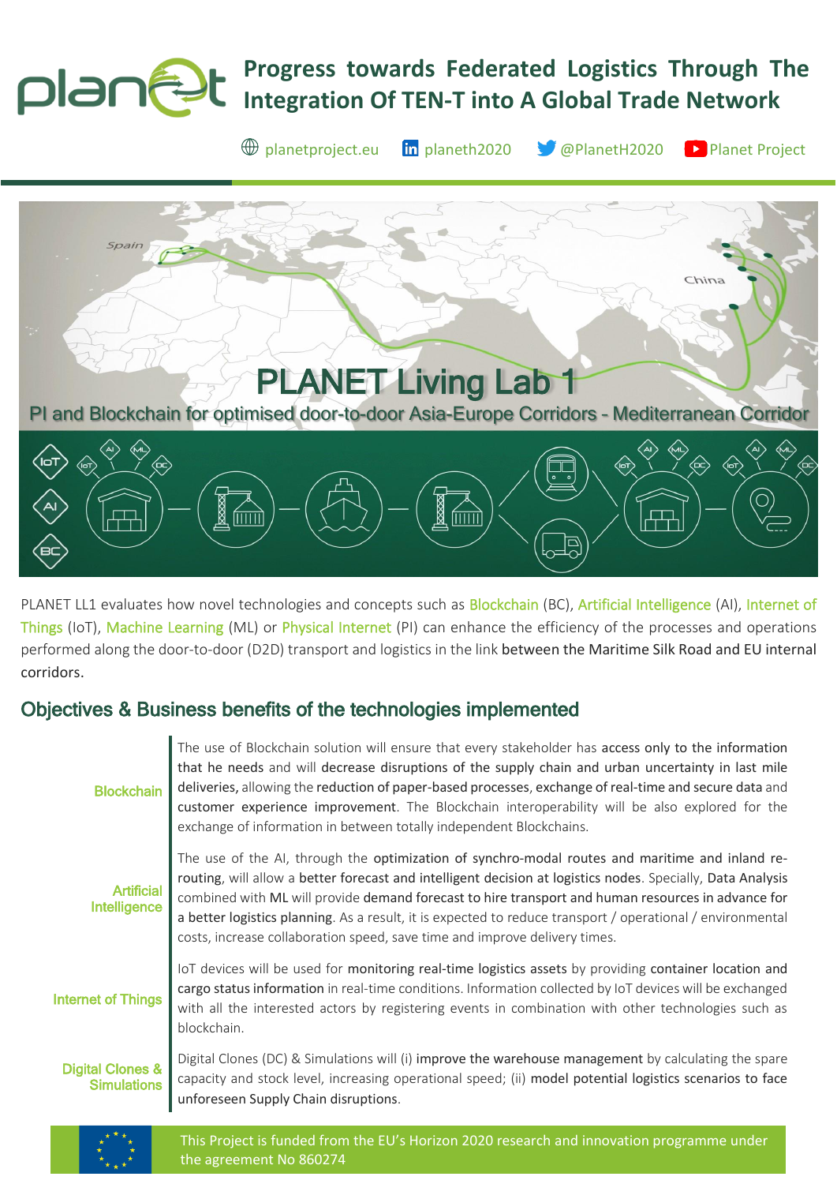# Progress towards Federated Logistics Through The Integration Of TEN-T into A Global Trade Network

planetproject.eu | planeth2020 | @PlanetH2020 | Planet Project

## PLANET Living Lab 1

PI and Blockchain for optimised door-to-door Asia-Europe Corridors - Mediterranean Corridor

PLANET LL1 evaluates how novel technologies and concepts such as Blockchain (BC), Artificial Intelligence (AI), Internet of Things (IoT), Machine Learning (ML) or Physical Internet (PI) can enhance the efficiency of the processes and operations performed along the door-to-door (D2D) transport and logistics in the link between the Maritime Silk Road and EU internal corridors.

## Objectives & Business benefits of the technologies implemented

| | |
|---|---|
| **Blockchain** | The use of Blockchain solution will ensure that every stakeholder has access only to the information that he needs and will decrease disruptions of the supply chain and urban uncertainty in last mile deliveries, allowing the reduction of paper-based processes, exchange of real-time and secure data and customer experience improvement. The Blockchain interoperability will be also explored for the exchange of information in between totally independent Blockchains. |
| **Artificial Intelligence** | The use of the AI, through the optimization of synchro-modal routes and maritime and inland re-routing, will allow a better forecast and intelligent decision at logistics nodes. Specially, Data Analysis combined with ML will provide demand forecast to hire transport and human resources in advance for a better logistics planning. As a result, it is expected to reduce transport / operational / environmental costs, increase collaboration speed, save time and improve delivery times. |
| **Internet of Things** | IoT devices will be used for monitoring real-time logistics assets by providing container location and cargo status information in real-time conditions. Information collected by IoT devices will be exchanged with all the interested actors by registering events in combination with other technologies such as blockchain. |
| **Digital Clones & Simulations** | Digital Clones (DC) & Simulations will (i) improve the warehouse management by calculating the spare capacity and stock level, increasing operational speed; (ii) model potential logistics scenarios to face unforeseen Supply Chain disruptions. |

This Project is funded from the EU's Horizon 2020 research and innovation programme under the agreement No 860274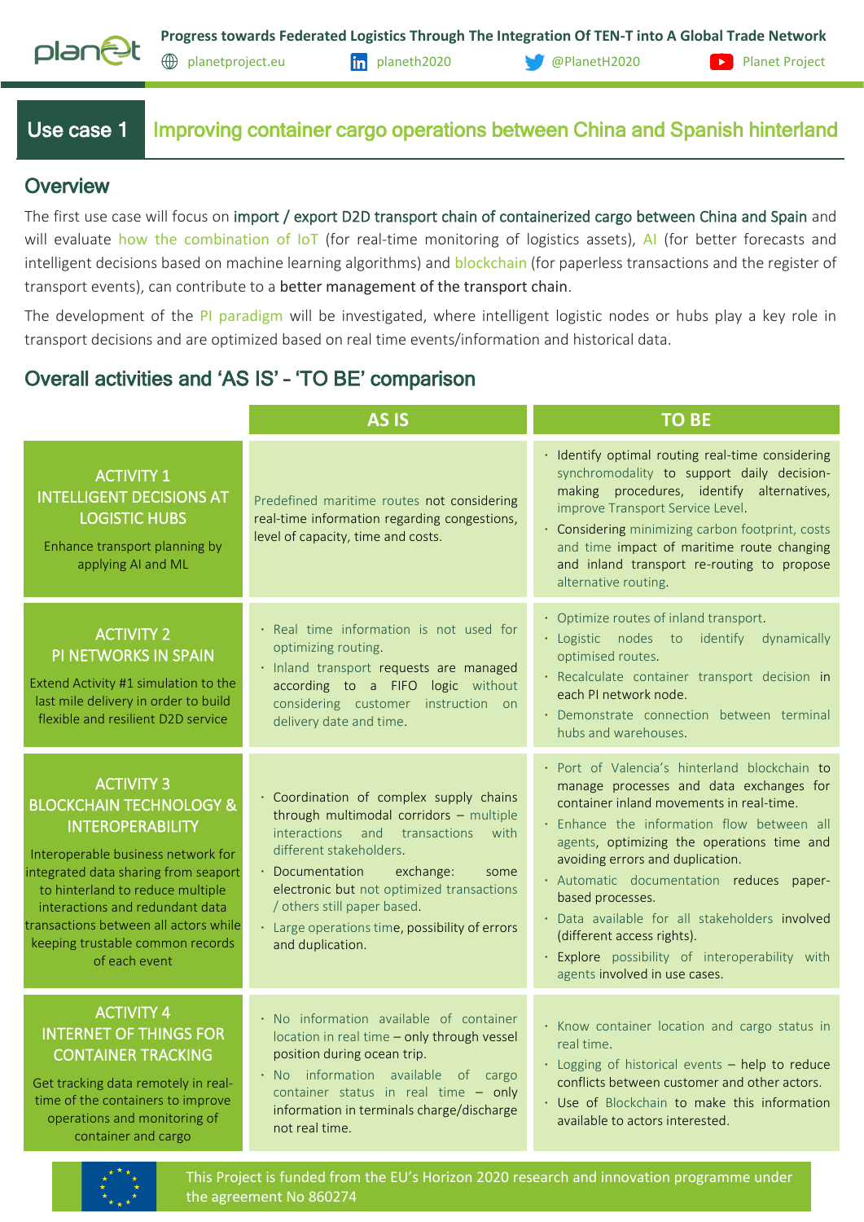## Use case 1 Improving container cargo operations between China and Spanish hinterland

## Overview

The first use case will focus on import / export D2D transport chain of containerized cargo between China and Spain and will evaluate how the combination of IoT (for real-time monitoring of logistics assets), AI (for better forecasts and intelligent decisions based on machine learning algorithms) and blockchain (for paperless transactions and the register of transport events), can contribute to a better management of the transport chain.

The development of the PI paradigm will be investigated, where intelligent logistic nodes or hubs play a key role in transport decisions and are optimized based on real time events/information and historical data.

## Overall activities and 'AS IS' – 'TO BE' comparison

| | AS IS | TO BE |
|---|---|---|
| ACTIVITY 1<br>INTELLIGENT DECISIONS AT LOGISTIC HUBS<br>Enhance transport planning by applying AI and ML | Predefined maritime routes not considering real-time information regarding congestions, level of capacity, time and costs. | · Identify optimal routing real-time considering synchromodality to support daily decision-making procedures, identify alternatives, improve Transport Service Level.<br>· Considering minimizing carbon footprint, costs and time impact of maritime route changing and inland transport re-routing to propose alternative routing. |
| ACTIVITY 2<br>PI NETWORKS IN SPAIN<br>Extend Activity #1 simulation to the last mile delivery in order to build flexible and resilient D2D service | · Real time information is not used for optimizing routing.<br>· Inland transport requests are managed according to a FIFO logic without considering customer instruction on delivery date and time. | · Optimize routes of inland transport.<br>· Logistic nodes to identify dynamically optimised routes.<br>· Recalculate container transport decision in each PI network node.<br>· Demonstrate connection between terminal hubs and warehouses. |
| ACTIVITY 3<br>BLOCKCHAIN TECHNOLOGY & INTEROPERABILITY<br>Interoperable business network for integrated data sharing from seaport to hinterland to reduce multiple interactions and redundant data transactions between all actors while keeping trustable common records of each event | · Coordination of complex supply chains through multimodal corridors – multiple interactions and transactions with different stakeholders.<br>· Documentation exchange: some electronic but not optimized transactions / others still paper based.<br>· Large operations time, possibility of errors and duplication. | · Port of Valencia's hinterland blockchain to manage processes and data exchanges for container inland movements in real-time.<br>· Enhance the information flow between all agents, optimizing the operations time and avoiding errors and duplication.<br>· Automatic documentation reduces paper-based processes.<br>· Data available for all stakeholders involved (different access rights).<br>· Explore possibility of interoperability with agents involved in use cases. |
| ACTIVITY 4<br>INTERNET OF THINGS FOR CONTAINER TRACKING<br>Get tracking data remotely in real-time of the containers to improve operations and monitoring of container and cargo | · No information available of container location in real time – only through vessel position during ocean trip.<br>· No information available of cargo container status in real time – only information in terminals charge/discharge not real time. | · Know container location and cargo status in real time.<br>· Logging of historical events – help to reduce conflicts between customer and other actors.<br>· Use of Blockchain to make this information available to actors interested. |

This Project is funded from the EU's Horizon 2020 research and innovation programme under the agreement No 860274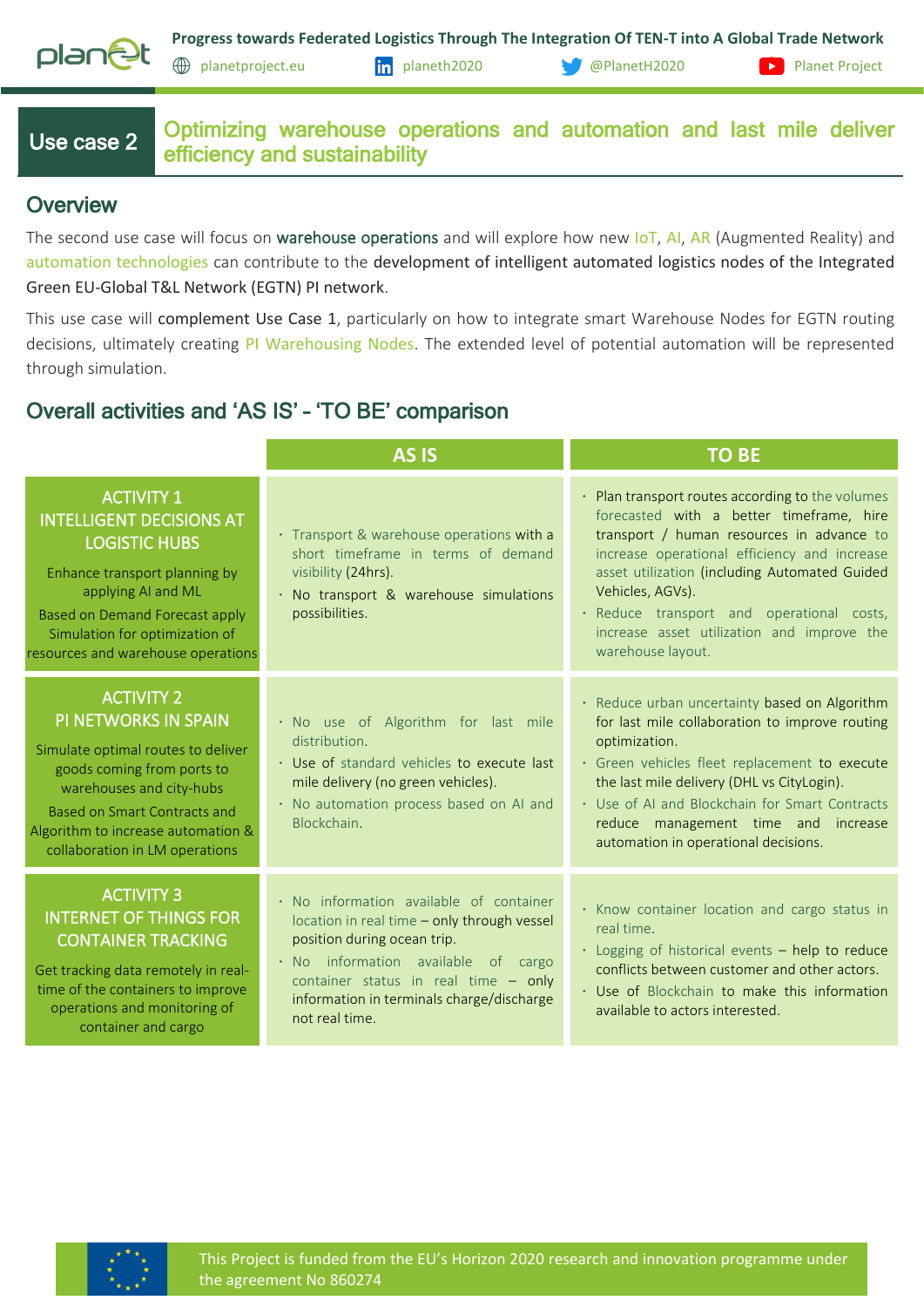# Use case 2 Optimizing warehouse operations and automation and last mile deliver efficiency and sustainability

## Overview

The second use case will focus on warehouse operations and will explore how new IoT, AI, AR (Augmented Reality) and automation technologies can contribute to the development of intelligent automated logistics nodes of the Integrated Green EU-Global T&L Network (EGTN) PI network.

This use case will complement Use Case 1, particularly on how to integrate smart Warehouse Nodes for EGTN routing decisions, ultimately creating PI Warehousing Nodes. The extended level of potential automation will be represented through simulation.

## Overall activities and 'AS IS' - 'TO BE' comparison

| | AS IS | TO BE |
|---|---|---|
| **ACTIVITY 1 INTELLIGENT DECISIONS AT LOGISTIC HUBS**<br>Enhance transport planning by applying AI and ML<br>Based on Demand Forecast apply Simulation for optimization of resources and warehouse operations | · Transport & warehouse operations with a short timeframe in terms of demand visibility (24hrs).<br>· No transport & warehouse simulations possibilities. | · Plan transport routes according to the volumes forecasted with a better timeframe, hire transport / human resources in advance to increase operational efficiency and increase asset utilization (including Automated Guided Vehicles, AGVs).<br>· Reduce transport and operational costs, increase asset utilization and improve the warehouse layout. |
| **ACTIVITY 2 PI NETWORKS IN SPAIN**<br>Simulate optimal routes to deliver goods coming from ports to warehouses and city-hubs<br>Based on Smart Contracts and Algorithm to increase automation & collaboration in LM operations | · No use of Algorithm for last mile distribution.<br>· Use of standard vehicles to execute last mile delivery (no green vehicles).<br>· No automation process based on AI and Blockchain. | · Reduce urban uncertainty based on Algorithm for last mile collaboration to improve routing optimization.<br>· Green vehicles fleet replacement to execute the last mile delivery (DHL vs CityLogin).<br>· Use of AI and Blockchain for Smart Contracts reduce management time and increase automation in operational decisions. |
| **ACTIVITY 3 INTERNET OF THINGS FOR CONTAINER TRACKING**<br>Get tracking data remotely in real-time of the containers to improve operations and monitoring of container and cargo | · No information available of container location in real time – only through vessel position during ocean trip.<br>· No information available of cargo container status in real time – only information in terminals charge/discharge not real time. | · Know container location and cargo status in real time.<br>· Logging of historical events – help to reduce conflicts between customer and other actors.<br>· Use of Blockchain to make this information available to actors interested. |

This Project is funded from the EU's Horizon 2020 research and innovation programme under the agreement No 860274